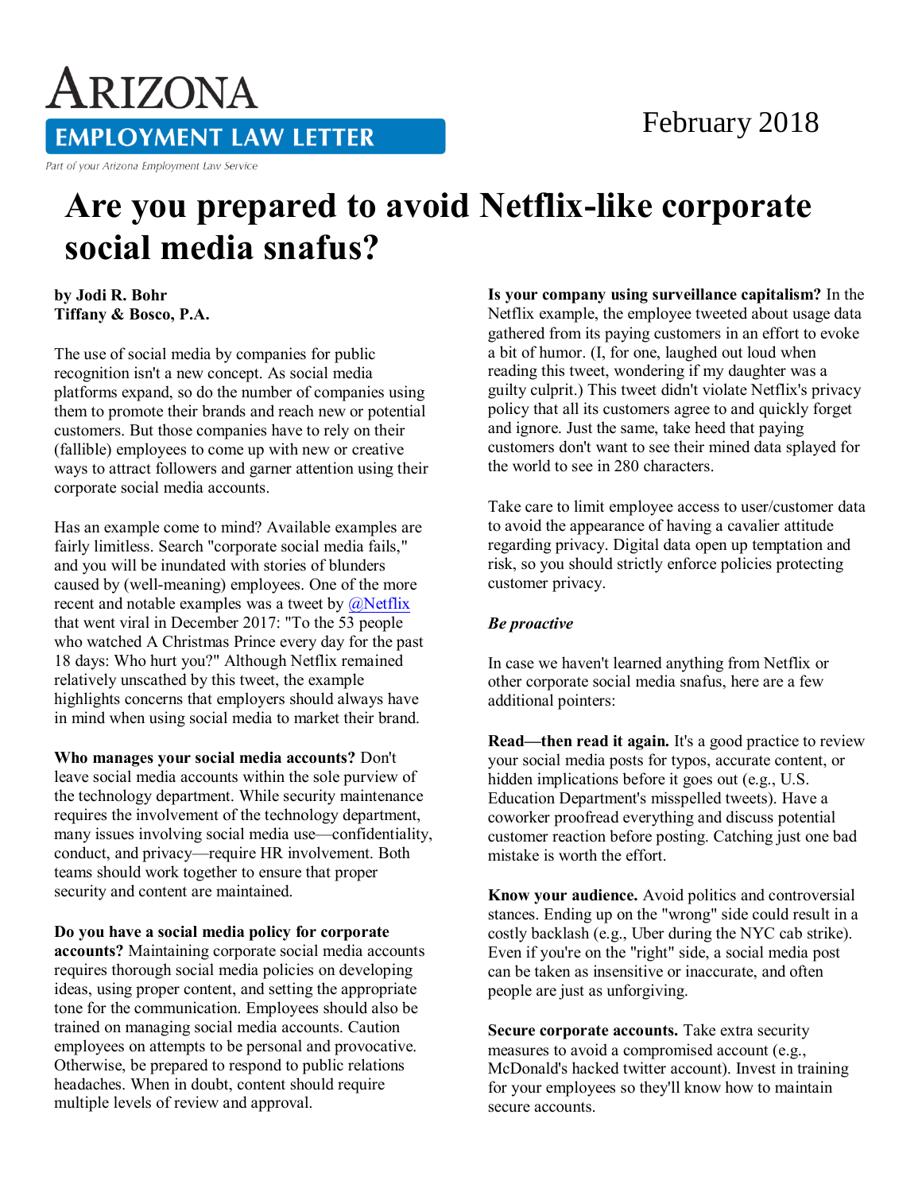# Arizona Employment Law Letter

Part of your Arizona Employment Law Service

February 2018

# Are you prepared to avoid Netflix-like corporate social media snafus?

**by Jodi R. Bohr**
**Tiffany & Bosco, P.A.**

The use of social media by companies for public recognition isn't a new concept. As social media platforms expand, so do the number of companies using them to promote their brands and reach new or potential customers. But those companies have to rely on their (fallible) employees to come up with new or creative ways to attract followers and garner attention using their corporate social media accounts.

Has an example come to mind? Available examples are fairly limitless. Search "corporate social media fails," and you will be inundated with stories of blunders caused by (well-meaning) employees. One of the more recent and notable examples was a tweet by @Netflix that went viral in December 2017: "To the 53 people who watched A Christmas Prince every day for the past 18 days: Who hurt you?" Although Netflix remained relatively unscathed by this tweet, the example highlights concerns that employers should always have in mind when using social media to market their brand.

**Who manages your social media accounts?** Don't leave social media accounts within the sole purview of the technology department. While security maintenance requires the involvement of the technology department, many issues involving social media use—confidentiality, conduct, and privacy—require HR involvement. Both teams should work together to ensure that proper security and content are maintained.

**Do you have a social media policy for corporate accounts?** Maintaining corporate social media accounts requires thorough social media policies on developing ideas, using proper content, and setting the appropriate tone for the communication. Employees should also be trained on managing social media accounts. Caution employees on attempts to be personal and provocative. Otherwise, be prepared to respond to public relations headaches. When in doubt, content should require multiple levels of review and approval.

**Is your company using surveillance capitalism?** In the Netflix example, the employee tweeted about usage data gathered from its paying customers in an effort to evoke a bit of humor. (I, for one, laughed out loud when reading this tweet, wondering if my daughter was a guilty culprit.) This tweet didn't violate Netflix's privacy policy that all its customers agree to and quickly forget and ignore. Just the same, take heed that paying customers don't want to see their mined data splayed for the world to see in 280 characters.

Take care to limit employee access to user/customer data to avoid the appearance of having a cavalier attitude regarding privacy. Digital data open up temptation and risk, so you should strictly enforce policies protecting customer privacy.

***Be proactive***

In case we haven't learned anything from Netflix or other corporate social media snafus, here are a few additional pointers:

**Read—then read it again.** It's a good practice to review your social media posts for typos, accurate content, or hidden implications before it goes out (e.g., U.S. Education Department's misspelled tweets). Have a coworker proofread everything and discuss potential customer reaction before posting. Catching just one bad mistake is worth the effort.

**Know your audience.** Avoid politics and controversial stances. Ending up on the "wrong" side could result in a costly backlash (e.g., Uber during the NYC cab strike). Even if you're on the "right" side, a social media post can be taken as insensitive or inaccurate, and often people are just as unforgiving.

**Secure corporate accounts.** Take extra security measures to avoid a compromised account (e.g., McDonald's hacked twitter account). Invest in training for your employees so they'll know how to maintain secure accounts.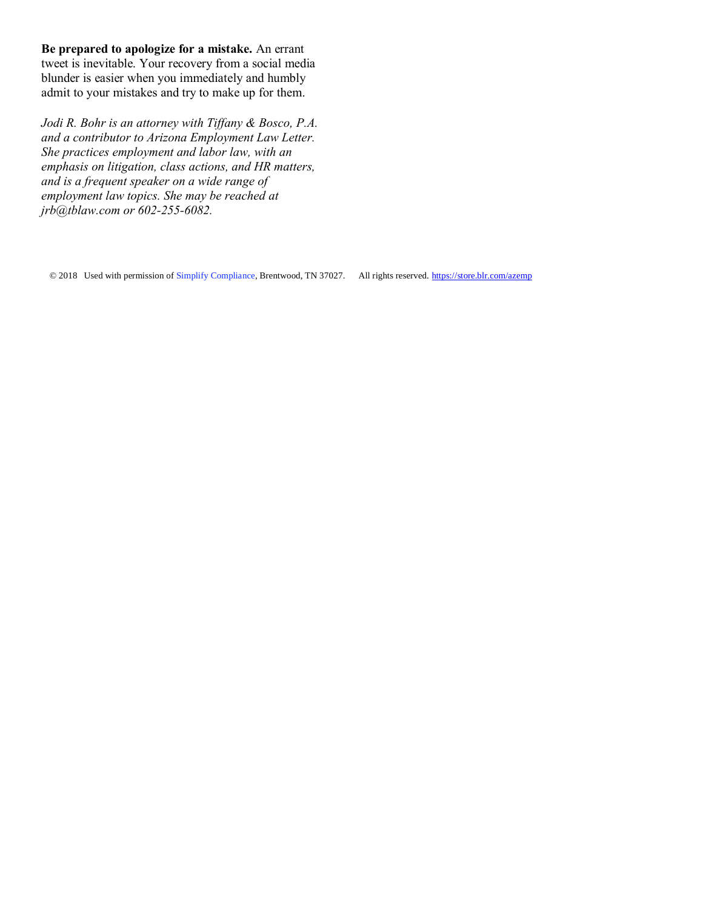**Be prepared to apologize for a mistake.** An errant tweet is inevitable. Your recovery from a social media blunder is easier when you immediately and humbly admit to your mistakes and try to make up for them.

*Jodi R. Bohr is an attorney with Tiffany & Bosco, P.A. and a contributor to Arizona Employment Law Letter. She practices employment and labor law, with an emphasis on litigation, class actions, and HR matters, and is a frequent speaker on a wide range of employment law topics. She may be reached at jrb@tblaw.com or 602-255-6082.*

© 2018 Used with permission of Simplify Compliance, Brentwood, TN 37027. All rights reserved. https://store.blr.com/azemp